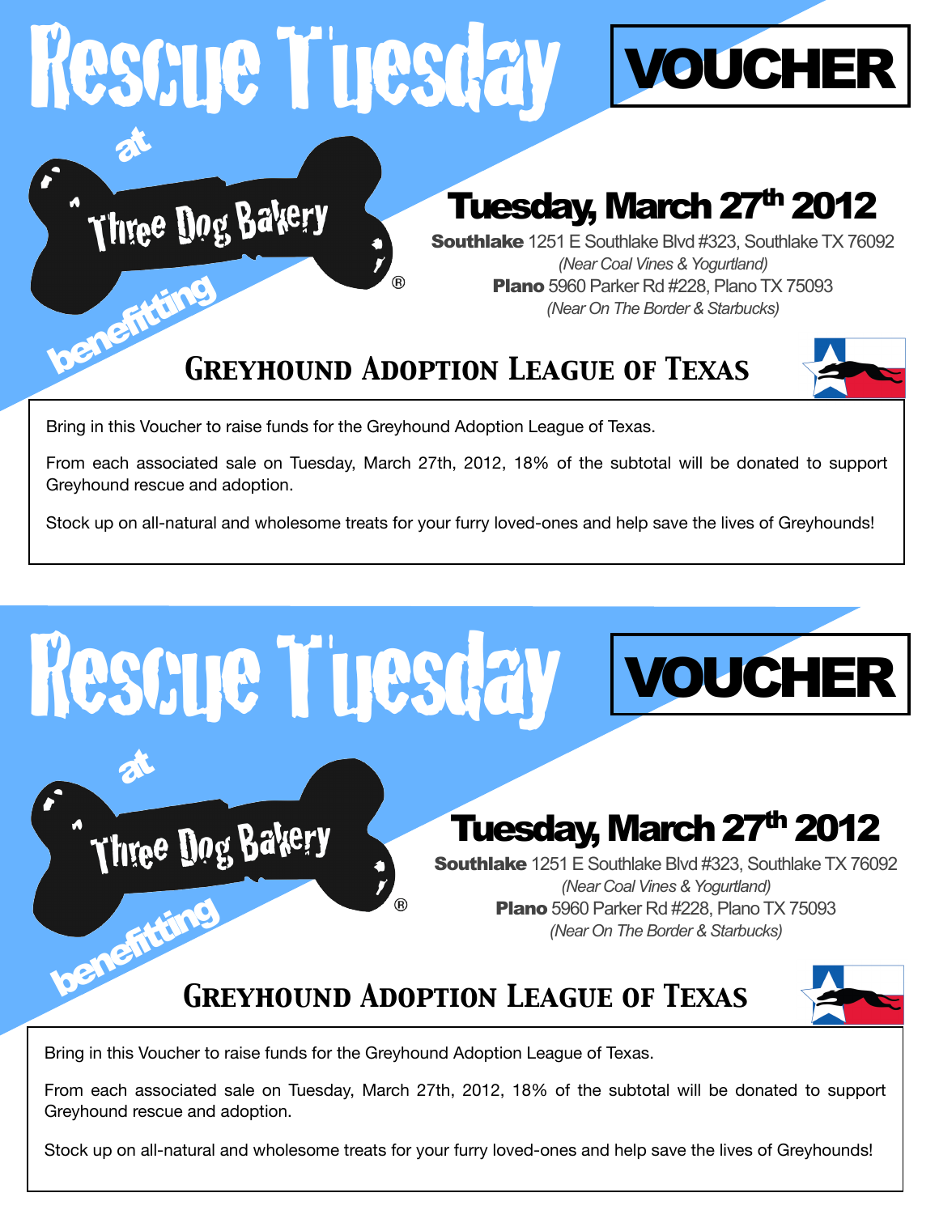# Rescue Tuesday

## VOUCHER

at

Three Dog Bakery®

benefitting

## Tuesday, March 27th 2012

**Southlake** 1251 E Southlake Blvd #323, Southlake TX 76092
*(Near Coal Vines & Yogurtland)*
**Plano** 5960 Parker Rd #228, Plano TX 75093
*(Near On The Border & Starbucks)*

## Greyhound Adoption League of Texas

Bring in this Voucher to raise funds for the Greyhound Adoption League of Texas.

From each associated sale on Tuesday, March 27th, 2012, 18% of the subtotal will be donated to support Greyhound rescue and adoption.

Stock up on all-natural and wholesome treats for your furry loved-ones and help save the lives of Greyhounds!

---

# Rescue Tuesday

## VOUCHER

at

Three Dog Bakery®

benefitting

## Tuesday, March 27th 2012

**Southlake** 1251 E Southlake Blvd #323, Southlake TX 76092
*(Near Coal Vines & Yogurtland)*
**Plano** 5960 Parker Rd #228, Plano TX 75093
*(Near On The Border & Starbucks)*

## Greyhound Adoption League of Texas

Bring in this Voucher to raise funds for the Greyhound Adoption League of Texas.

From each associated sale on Tuesday, March 27th, 2012, 18% of the subtotal will be donated to support Greyhound rescue and adoption.

Stock up on all-natural and wholesome treats for your furry loved-ones and help save the lives of Greyhounds!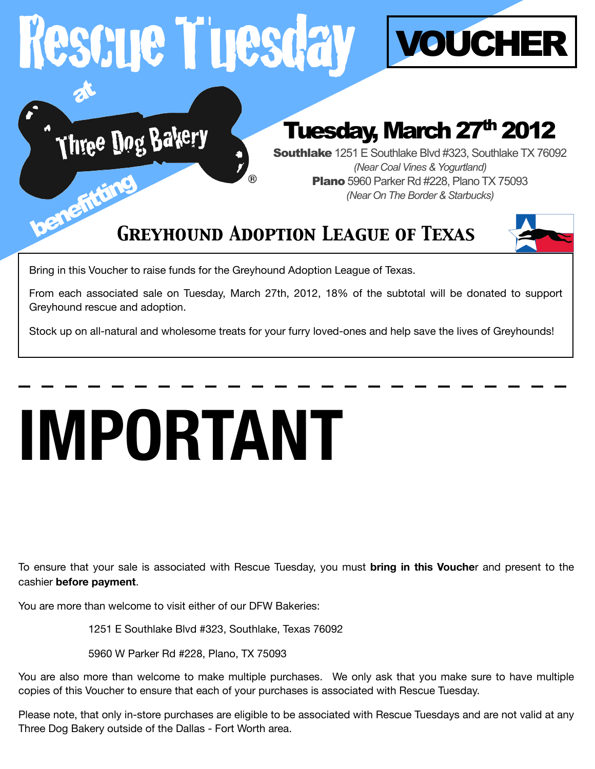# Rescue Tuesday

at

Three Dog Bakery®

benefitting

# VOUCHER

## Tuesday, March 27th 2012

**Southlake** 1251 E Southlake Blvd #323, Southlake TX 76092
*(Near Coal Vines & Yogurtland)*
**Plano** 5960 Parker Rd #228, Plano TX 75093
*(Near On The Border & Starbucks)*

## Greyhound Adoption League of Texas

Bring in this Voucher to raise funds for the Greyhound Adoption League of Texas.

From each associated sale on Tuesday, March 27th, 2012, 18% of the subtotal will be donated to support Greyhound rescue and adoption.

Stock up on all-natural and wholesome treats for your furry loved-ones and help save the lives of Greyhounds!

---

# IMPORTANT

To ensure that your sale is associated with Rescue Tuesday, you must **bring in this Vouche**r and present to the cashier **before payment**.

You are more than welcome to visit either of our DFW Bakeries:

1251 E Southlake Blvd #323, Southlake, Texas 76092

5960 W Parker Rd #228, Plano, TX 75093

You are also more than welcome to make multiple purchases. We only ask that you make sure to have multiple copies of this Voucher to ensure that each of your purchases is associated with Rescue Tuesday.

Please note, that only in-store purchases are eligible to be associated with Rescue Tuesdays and are not valid at any Three Dog Bakery outside of the Dallas - Fort Worth area.